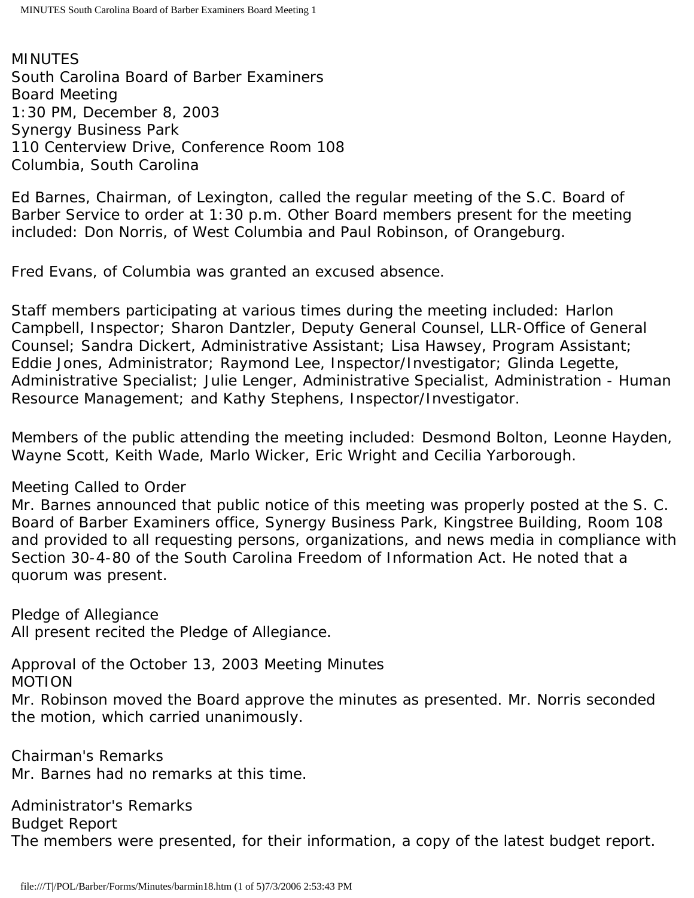MINUTES
South Carolina Board of Barber Examiners
Board Meeting
1:30 PM, December 8, 2003
Synergy Business Park
110 Centerview Drive, Conference Room 108
Columbia, South Carolina

Ed Barnes, Chairman, of Lexington, called the regular meeting of the S.C. Board of Barber Service to order at 1:30 p.m. Other Board members present for the meeting included: Don Norris, of West Columbia and Paul Robinson, of Orangeburg.

Fred Evans, of Columbia was granted an excused absence.

Staff members participating at various times during the meeting included: Harlon Campbell, Inspector; Sharon Dantzler, Deputy General Counsel, LLR-Office of General Counsel; Sandra Dickert, Administrative Assistant; Lisa Hawsey, Program Assistant; Eddie Jones, Administrator; Raymond Lee, Inspector/Investigator; Glinda Legette, Administrative Specialist; Julie Lenger, Administrative Specialist, Administration - Human Resource Management; and Kathy Stephens, Inspector/Investigator.

Members of the public attending the meeting included: Desmond Bolton, Leonne Hayden, Wayne Scott, Keith Wade, Marlo Wicker, Eric Wright and Cecilia Yarborough.

Meeting Called to Order
Mr. Barnes announced that public notice of this meeting was properly posted at the S. C. Board of Barber Examiners office, Synergy Business Park, Kingstree Building, Room 108 and provided to all requesting persons, organizations, and news media in compliance with Section 30-4-80 of the South Carolina Freedom of Information Act. He noted that a quorum was present.

Pledge of Allegiance
All present recited the Pledge of Allegiance.

Approval of the October 13, 2003 Meeting Minutes
MOTION
Mr. Robinson moved the Board approve the minutes as presented. Mr. Norris seconded the motion, which carried unanimously.

Chairman's Remarks
Mr. Barnes had no remarks at this time.

Administrator's Remarks
Budget Report
The members were presented, for their information, a copy of the latest budget report.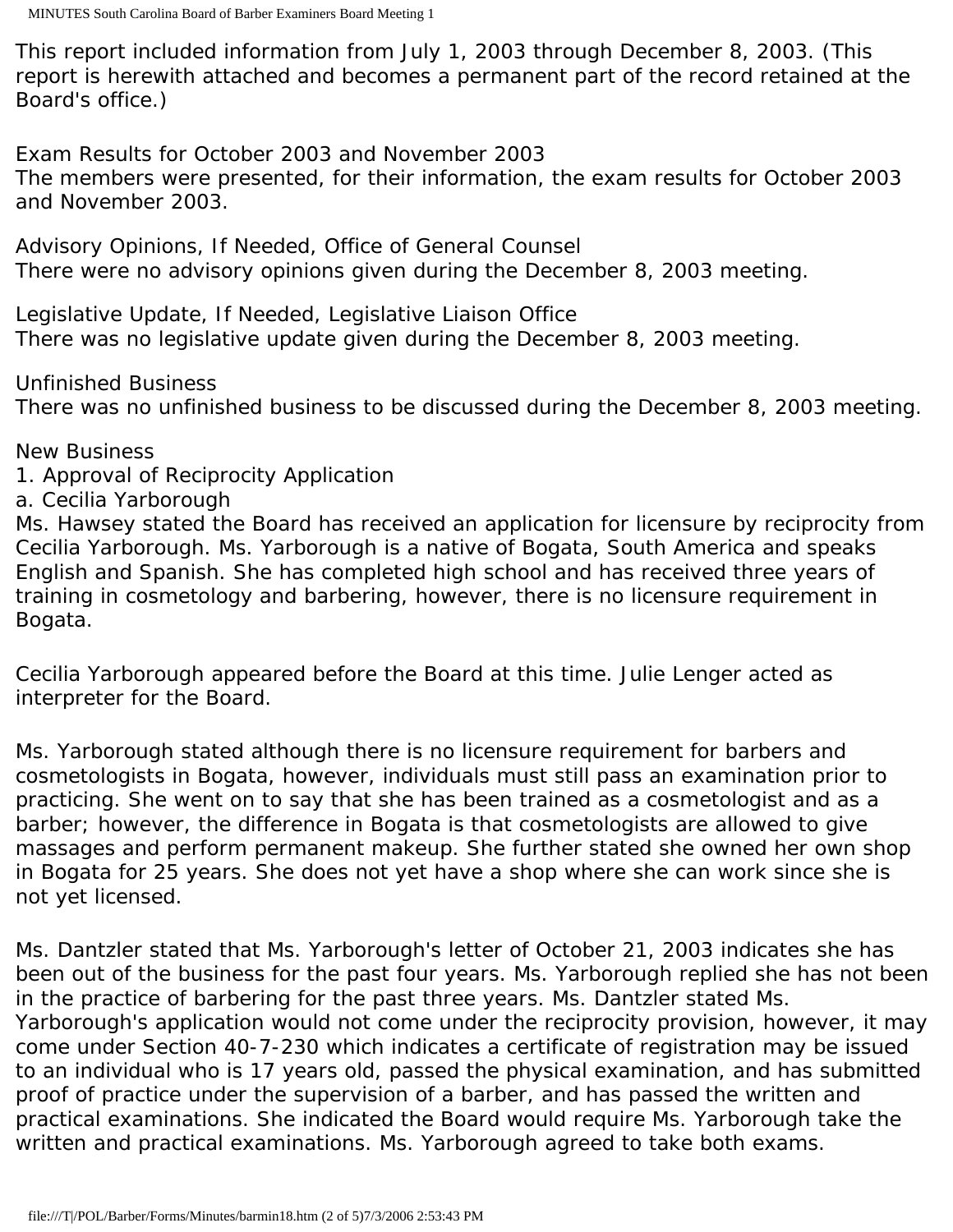This report included information from July 1, 2003 through December 8, 2003. (This report is herewith attached and becomes a permanent part of the record retained at the Board's office.)

Exam Results for October 2003 and November 2003
The members were presented, for their information, the exam results for October 2003 and November 2003.

Advisory Opinions, If Needed, Office of General Counsel
There were no advisory opinions given during the December 8, 2003 meeting.

Legislative Update, If Needed, Legislative Liaison Office
There was no legislative update given during the December 8, 2003 meeting.

Unfinished Business
There was no unfinished business to be discussed during the December 8, 2003 meeting.

New Business
1. Approval of Reciprocity Application
a. Cecilia Yarborough
Ms. Hawsey stated the Board has received an application for licensure by reciprocity from Cecilia Yarborough. Ms. Yarborough is a native of Bogata, South America and speaks English and Spanish. She has completed high school and has received three years of training in cosmetology and barbering, however, there is no licensure requirement in Bogata.

Cecilia Yarborough appeared before the Board at this time. Julie Lenger acted as interpreter for the Board.

Ms. Yarborough stated although there is no licensure requirement for barbers and cosmetologists in Bogata, however, individuals must still pass an examination prior to practicing. She went on to say that she has been trained as a cosmetologist and as a barber; however, the difference in Bogata is that cosmetologists are allowed to give massages and perform permanent makeup. She further stated she owned her own shop in Bogata for 25 years. She does not yet have a shop where she can work since she is not yet licensed.

Ms. Dantzler stated that Ms. Yarborough's letter of October 21, 2003 indicates she has been out of the business for the past four years. Ms. Yarborough replied she has not been in the practice of barbering for the past three years. Ms. Dantzler stated Ms. Yarborough's application would not come under the reciprocity provision, however, it may come under Section 40-7-230 which indicates a certificate of registration may be issued to an individual who is 17 years old, passed the physical examination, and has submitted proof of practice under the supervision of a barber, and has passed the written and practical examinations. She indicated the Board would require Ms. Yarborough take the written and practical examinations. Ms. Yarborough agreed to take both exams.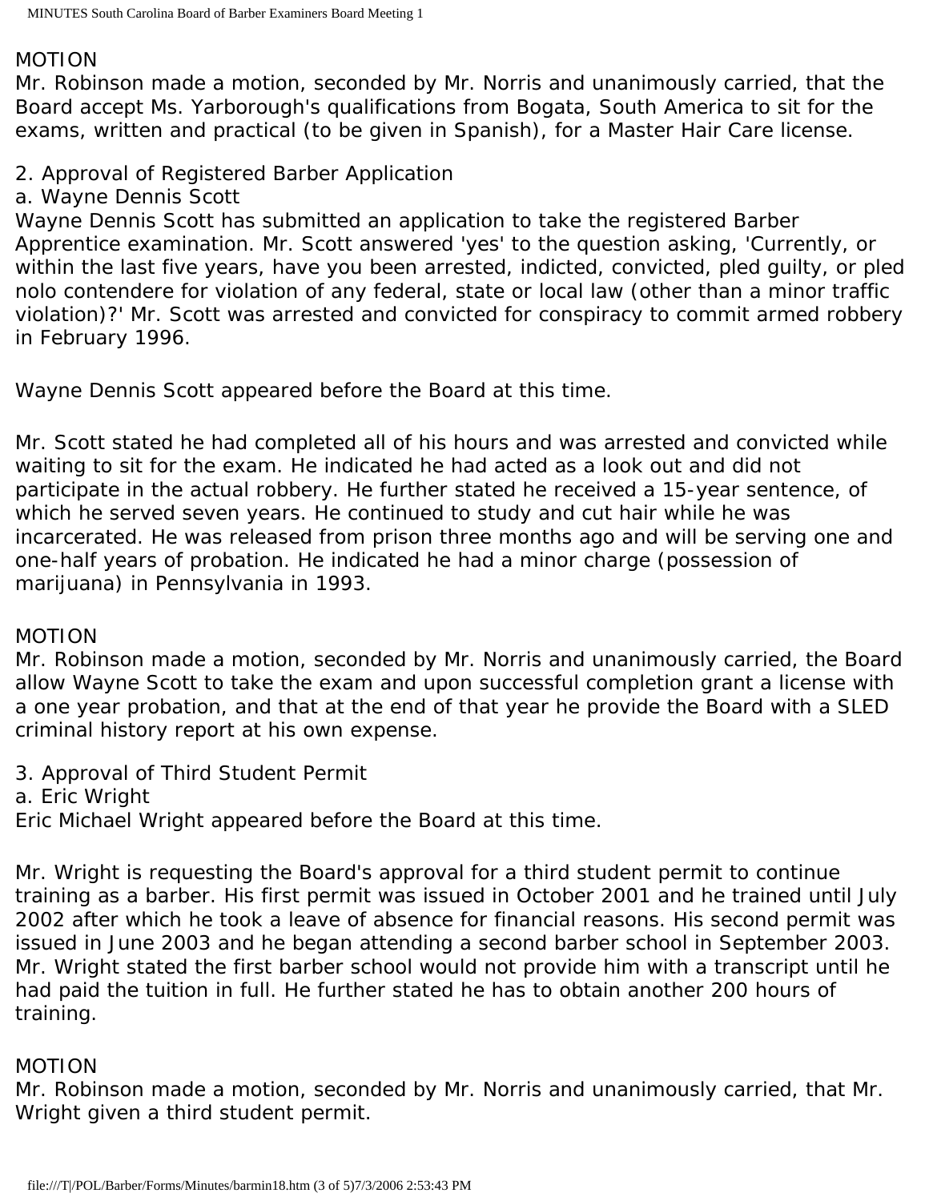MOTION

Mr. Robinson made a motion, seconded by Mr. Norris and unanimously carried, that the Board accept Ms. Yarborough's qualifications from Bogata, South America to sit for the exams, written and practical (to be given in Spanish), for a Master Hair Care license.

2. Approval of Registered Barber Application

a. Wayne Dennis Scott

Wayne Dennis Scott has submitted an application to take the registered Barber Apprentice examination. Mr. Scott answered 'yes' to the question asking, 'Currently, or within the last five years, have you been arrested, indicted, convicted, pled guilty, or pled nolo contendere for violation of any federal, state or local law (other than a minor traffic violation)?' Mr. Scott was arrested and convicted for conspiracy to commit armed robbery in February 1996.

Wayne Dennis Scott appeared before the Board at this time.

Mr. Scott stated he had completed all of his hours and was arrested and convicted while waiting to sit for the exam. He indicated he had acted as a look out and did not participate in the actual robbery. He further stated he received a 15-year sentence, of which he served seven years. He continued to study and cut hair while he was incarcerated. He was released from prison three months ago and will be serving one and one-half years of probation. He indicated he had a minor charge (possession of marijuana) in Pennsylvania in 1993.

MOTION

Mr. Robinson made a motion, seconded by Mr. Norris and unanimously carried, the Board allow Wayne Scott to take the exam and upon successful completion grant a license with a one year probation, and that at the end of that year he provide the Board with a SLED criminal history report at his own expense.

3. Approval of Third Student Permit

a. Eric Wright

Eric Michael Wright appeared before the Board at this time.

Mr. Wright is requesting the Board's approval for a third student permit to continue training as a barber. His first permit was issued in October 2001 and he trained until July 2002 after which he took a leave of absence for financial reasons. His second permit was issued in June 2003 and he began attending a second barber school in September 2003. Mr. Wright stated the first barber school would not provide him with a transcript until he had paid the tuition in full. He further stated he has to obtain another 200 hours of training.

MOTION

Mr. Robinson made a motion, seconded by Mr. Norris and unanimously carried, that Mr. Wright given a third student permit.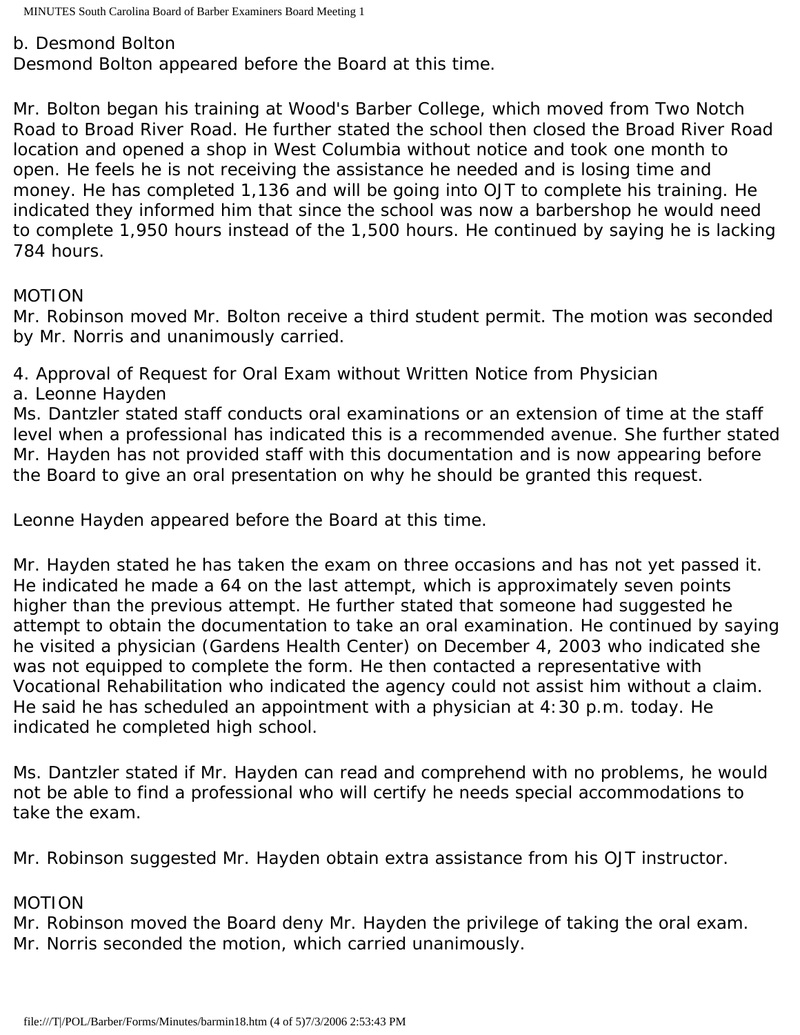b. Desmond Bolton
Desmond Bolton appeared before the Board at this time.

Mr. Bolton began his training at Wood's Barber College, which moved from Two Notch Road to Broad River Road. He further stated the school then closed the Broad River Road location and opened a shop in West Columbia without notice and took one month to open. He feels he is not receiving the assistance he needed and is losing time and money. He has completed 1,136 and will be going into OJT to complete his training. He indicated they informed him that since the school was now a barbershop he would need to complete 1,950 hours instead of the 1,500 hours. He continued by saying he is lacking 784 hours.

MOTION
Mr. Robinson moved Mr. Bolton receive a third student permit. The motion was seconded by Mr. Norris and unanimously carried.

4. Approval of Request for Oral Exam without Written Notice from Physician
a. Leonne Hayden
Ms. Dantzler stated staff conducts oral examinations or an extension of time at the staff level when a professional has indicated this is a recommended avenue. She further stated Mr. Hayden has not provided staff with this documentation and is now appearing before the Board to give an oral presentation on why he should be granted this request.

Leonne Hayden appeared before the Board at this time.

Mr. Hayden stated he has taken the exam on three occasions and has not yet passed it. He indicated he made a 64 on the last attempt, which is approximately seven points higher than the previous attempt. He further stated that someone had suggested he attempt to obtain the documentation to take an oral examination. He continued by saying he visited a physician (Gardens Health Center) on December 4, 2003 who indicated she was not equipped to complete the form. He then contacted a representative with Vocational Rehabilitation who indicated the agency could not assist him without a claim. He said he has scheduled an appointment with a physician at 4:30 p.m. today. He indicated he completed high school.

Ms. Dantzler stated if Mr. Hayden can read and comprehend with no problems, he would not be able to find a professional who will certify he needs special accommodations to take the exam.

Mr. Robinson suggested Mr. Hayden obtain extra assistance from his OJT instructor.

MOTION
Mr. Robinson moved the Board deny Mr. Hayden the privilege of taking the oral exam. Mr. Norris seconded the motion, which carried unanimously.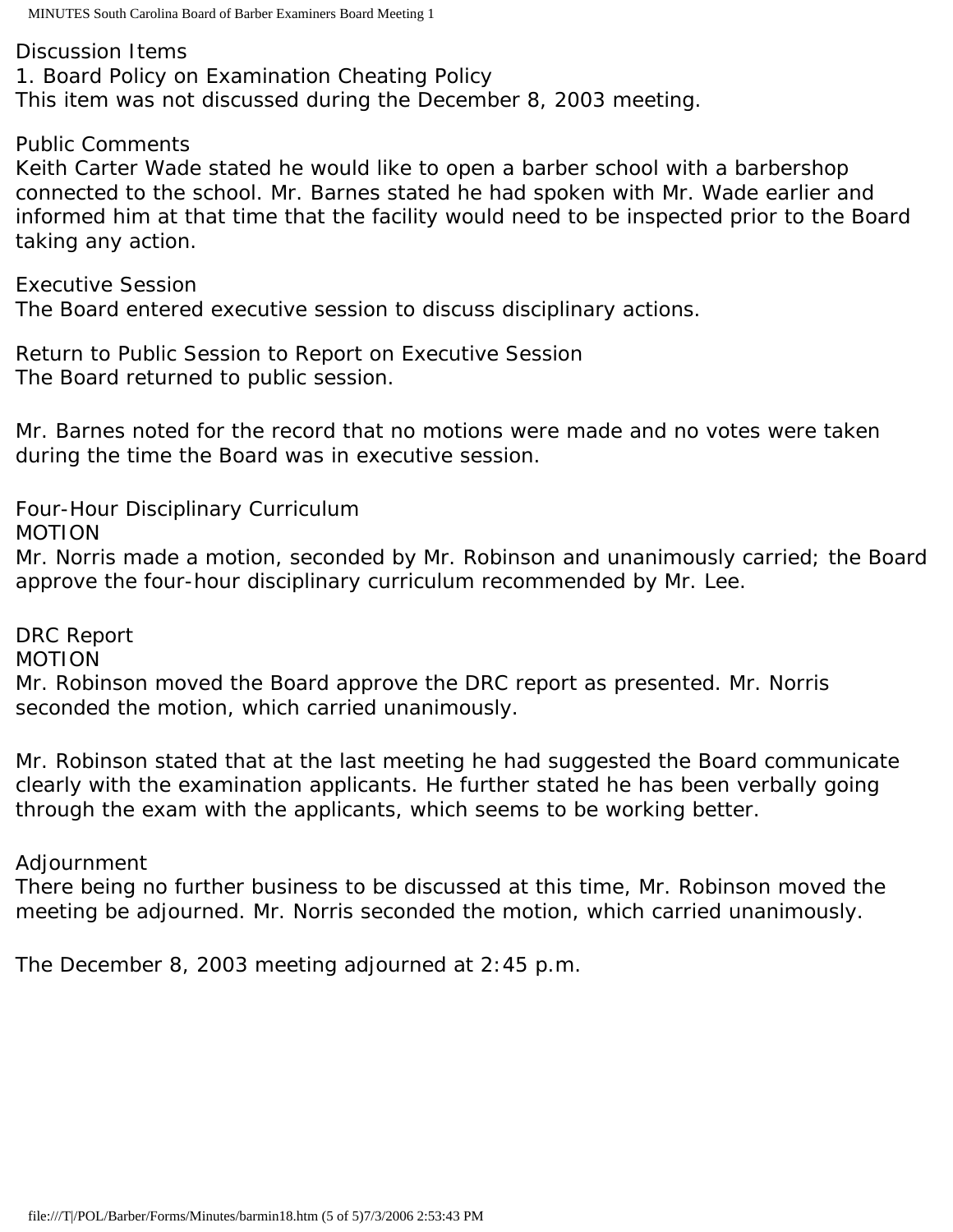## Discussion Items

1. Board Policy on Examination Cheating Policy

This item was not discussed during the December 8, 2003 meeting.

## Public Comments

Keith Carter Wade stated he would like to open a barber school with a barbershop connected to the school. Mr. Barnes stated he had spoken with Mr. Wade earlier and informed him at that time that the facility would need to be inspected prior to the Board taking any action.

## Executive Session

The Board entered executive session to discuss disciplinary actions.

## Return to Public Session to Report on Executive Session

The Board returned to public session.

Mr. Barnes noted for the record that no motions were made and no votes were taken during the time the Board was in executive session.

## Four-Hour Disciplinary Curriculum

MOTION

Mr. Norris made a motion, seconded by Mr. Robinson and unanimously carried; the Board approve the four-hour disciplinary curriculum recommended by Mr. Lee.

## DRC Report

MOTION

Mr. Robinson moved the Board approve the DRC report as presented. Mr. Norris seconded the motion, which carried unanimously.

Mr. Robinson stated that at the last meeting he had suggested the Board communicate clearly with the examination applicants. He further stated he has been verbally going through the exam with the applicants, which seems to be working better.

## Adjournment

There being no further business to be discussed at this time, Mr. Robinson moved the meeting be adjourned. Mr. Norris seconded the motion, which carried unanimously.

The December 8, 2003 meeting adjourned at 2:45 p.m.